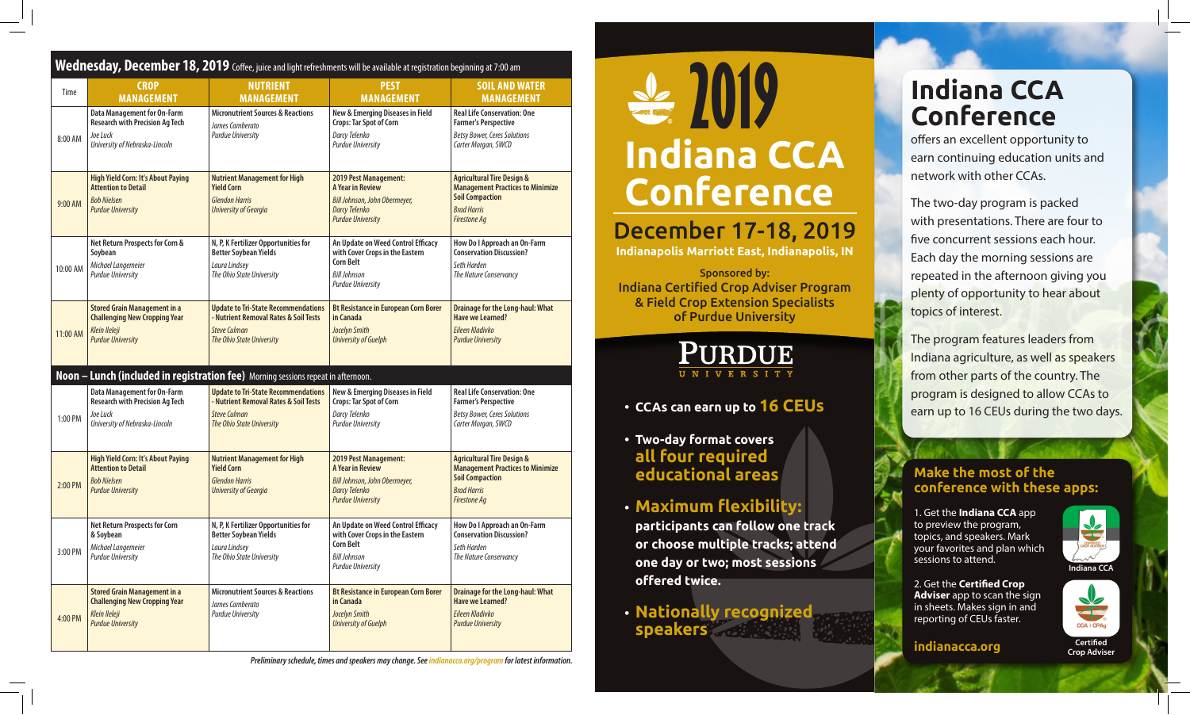## Wednesday, December 18, 2019

Coffee, juice and light refreshments will be available at registration beginning at 7:00 am

| Time | CROP MANAGEMENT | NUTRIENT MANAGEMENT | PEST MANAGEMENT | SOIL AND WATER MANAGEMENT |
|---|---|---|---|---|
| 8:00 AM | **Data Management for On-Farm Research with Precision Ag Tech** *Joe Luck, University of Nebraska-Lincoln* | **Micronutrient Sources & Reactions** *James Camberato, Purdue University* | **New & Emerging Diseases in Field Crops: Tar Spot of Corn** *Darcy Telenko, Purdue University* | **Real Life Conservation: One Farmer's Perspective** *Betsy Bower, Ceres Solutions; Carter Morgan, SWCD* |
| 9:00 AM | **High Yield Corn: It's About Paying Attention to Detail** *Bob Nielsen, Purdue University* | **Nutrient Management for High Yield Corn** *Glendon Harris, University of Georgia* | **2019 Pest Management: A Year in Review** *Bill Johnson, John Obermeyer, Darcy Telenko, Purdue University* | **Agricultural Tire Design & Management Practices to Minimize Soil Compaction** *Brad Harris, Firestone Ag* |
| 10:00 AM | **Net Return Prospects for Corn & Soybean** *Michael Langemeier, Purdue University* | **N, P, K Fertilizer Opportunities for Better Soybean Yields** *Laura Lindsey, The Ohio State University* | **An Update on Weed Control Efficacy with Cover Crops in the Eastern Corn Belt** *Bill Johnson, Purdue University* | **How Do I Approach an On-Farm Conservation Discussion?** *Seth Harden, The Nature Conservancy* |
| 11:00 AM | **Stored Grain Management in a Challenging New Cropping Year** *Klein Ileleji, Purdue University* | **Update to Tri-State Recommendations - Nutrient Removal Rates & Soil Tests** *Steve Culman, The Ohio State University* | **Bt Resistance in European Corn Borer in Canada** *Jocelyn Smith, University of Guelph* | **Drainage for the Long-haul: What Have we Learned?** *Eileen Kladivko, Purdue University* |
| **Noon – Lunch (included in registration fee)** Morning sessions repeat in afternoon. | | | | |
| 1:00 PM | **Data Management for On-Farm Research with Precision Ag Tech** *Joe Luck, University of Nebraska-Lincoln* | **Update to Tri-State Recommendations - Nutrient Removal Rates & Soil Tests** *Steve Culman, The Ohio State University* | **New & Emerging Diseases in Field Crops: Tar Spot of Corn** *Darcy Telenko, Purdue University* | **Real Life Conservation: One Farmer's Perspective** *Betsy Bower, Ceres Solutions; Carter Morgan, SWCD* |
| 2:00 PM | **High Yield Corn: It's About Paying Attention to Detail** *Bob Nielsen, Purdue University* | **Nutrient Management for High Yield Corn** *Glendon Harris, University of Georgia* | **2019 Pest Management: A Year in Review** *Bill Johnson, John Obermeyer, Darcy Telenko, Purdue University* | **Agricultural Tire Design & Management Practices to Minimize Soil Compaction** *Brad Harris, Firestone Ag* |
| 3:00 PM | **Net Return Prospects for Corn & Soybean** *Michael Langemeier, Purdue University* | **N, P, K Fertilizer Opportunities for Better Soybean Yields** *Laura Lindsey, The Ohio State University* | **An Update on Weed Control Efficacy with Cover Crops in the Eastern Corn Belt** *Bill Johnson, Purdue University* | **How Do I Approach an On-Farm Conservation Discussion?** *Seth Harden, The Nature Conservancy* |
| 4:00 PM | **Stored Grain Management in a Challenging New Cropping Year** *Klein Ileleji, Purdue University* | **Micronutrient Sources & Reactions** *James Camberato, Purdue University* | **Bt Resistance in European Corn Borer in Canada** *Jocelyn Smith, University of Guelph* | **Drainage for the Long-haul: What Have we Learned?** *Eileen Kladivko, Purdue University* |

*Preliminary schedule, times and speakers may change. See indianacca.org/program for latest information.*

# 2019 Indiana CCA Conference

## December 17-18, 2019

**Indianapolis Marriott East, Indianapolis, IN**

**Sponsored by:**
**Indiana Certified Crop Adviser Program & Field Crop Extension Specialists of Purdue University**

PURDUE UNIVERSITY

- **CCAs can earn up to 16 CEUs**
- **Two-day format covers all four required educational areas**
- **Maximum flexibility: participants can follow one track or choose multiple tracks; attend one day or two; most sessions offered twice.**
- **Nationally recognized speakers**

# Indiana CCA Conference

offers an excellent opportunity to earn continuing education units and network with other CCAs.

The two-day program is packed with presentations. There are four to five concurrent sessions each hour. Each day the morning sessions are repeated in the afternoon giving you plenty of opportunity to hear about topics of interest.

The program features leaders from Indiana agriculture, as well as speakers from other parts of the country. The program is designed to allow CCAs to earn up to 16 CEUs during the two days.

### Make the most of the conference with these apps:

1. Get the **Indiana CCA** app to preview the program, topics, and speakers. Mark your favorites and plan which sessions to attend.

2. Get the **Certified Crop Adviser** app to scan the sign in sheets. Makes sign in and reporting of CEUs faster.

Indiana CCA

Certified Crop Adviser

**indianacca.org**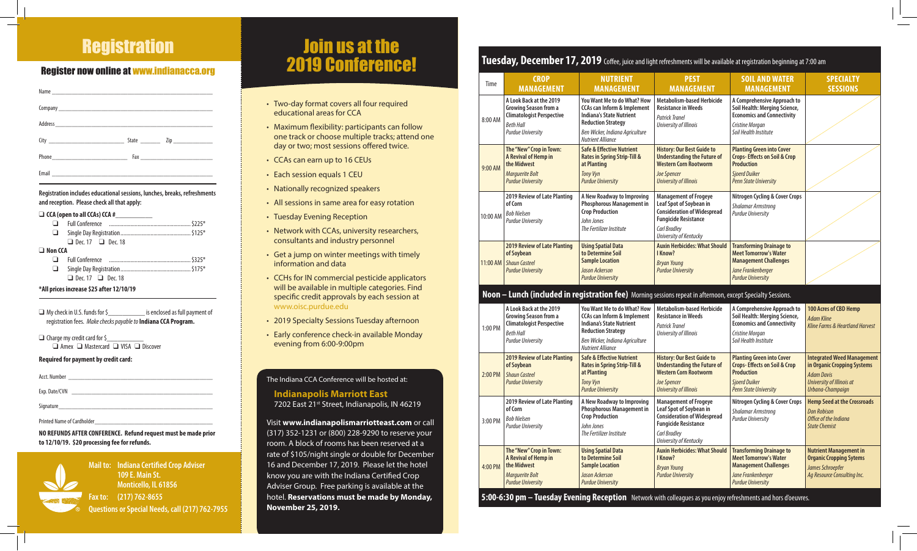# Registration

## Register now online at www.indianacca.org

Name ____________________________________________

Company ____________________________________________

Address ____________________________________________

City ____________________ State ________ Zip ____________

Phone ____________________ Fax ____________________

Email ____________________________________________

**Registration includes educational sessions, lunches, breaks, refreshments and reception. Please check all that apply:**

❑ **CCA (open to all CCAs) CCA #**____________

- ❑ Full Conference ........................................ $225*
- ❑ Single Day Registration ........................................ $125*
  - ❑ Dec. 17 ❑ Dec. 18

❑ **Non CCA**

- ❑ Full Conference ........................................ $325*
- ❑ Single Day Registration ........................................ $175*
  - ❑ Dec. 17 ❑ Dec. 18

**\*All prices increase $25 after 12/10/19**

❑ My check in U.S. funds for $____________ is enclosed as full payment of registration fees. *Make checks payable to* **Indiana CCA Program.**

❑ Charge my credit card for $____________
❑ Amex ❑ Mastercard ❑ VISA ❑ Discover

**Required for payment by credit card:**

Acct. Number ____________________________________________

Exp. Date/CVN ____________________________________________

Signature ____________________________________________

Printed Name of Cardholder ____________________________________________

**NO REFUNDS AFTER CONFERENCE. Refund request must be made prior to 12/10/19. $20 processing fee for refunds.**

**Mail to: Indiana Certified Crop Adviser**
**109 E. Main St.**
**Monticello, IL 61856**
**Fax to: (217) 762-8655**
**Questions or Special Needs, call (217) 762-7955**

# Join us at the 2019 Conference!

- Two-day format covers all four required educational areas for CCA
- Maximum flexibility: participants can follow one track or choose multiple tracks; attend one day or two; most sessions offered twice.
- CCAs can earn up to 16 CEUs
- Each session equals 1 CEU
- Nationally recognized speakers
- All sessions in same area for easy rotation
- Tuesday Evening Reception
- Network with CCAs, university researchers, consultants and industry personnel
- Get a jump on winter meetings with timely information and data
- CCHs for IN commercial pesticide applicators will be available in multiple categories. Find specific credit approvals by each session at www.oisc.purdue.edu
- 2019 Specialty Sessions Tuesday afternoon
- Early conference check-in available Monday evening from 6:00-9:00pm

The Indiana CCA Conference will be hosted at:

**Indianapolis Marriott East**
7202 East 21st Street, Indianapolis, IN 46219

Visit **www.indianapolismarriotteast.com** or call (317) 352-1231 or (800) 228-9290 to reserve your room. A block of rooms has been reserved at a rate of $105/night single or double for December 16 and December 17, 2019. Please let the hotel know you are with the Indiana Certified Crop Adviser Group. Free parking is available at the hotel. **Reservations must be made by Monday, November 25, 2019.**

## Tuesday, December 17, 2019

Coffee, juice and light refreshments will be available at registration beginning at 7:00 am

| Time | CROP MANAGEMENT | NUTRIENT MANAGEMENT | PEST MANAGEMENT | SOIL AND WATER MANAGEMENT | SPECIALTY SESSIONS |
|---|---|---|---|---|---|
| 8:00 AM | **A Look Back at the 2019 Growing Season from a Climatologist Perspective** *Beth Hall, Purdue University* | **You Want Me to do What? How CCAs can Inform & Implement Indiana's State Nutrient Reduction Strategy** *Ben Wicker, Indiana Agriculture Nutrient Alliance* | **Metabolism-based Herbicide Resistance in Weeds** *Patrick Tranel, University of Illinois* | **A Comprehensive Approach to Soil Health: Merging Science, Economics and Connectivity** *Cristine Morgan, Soil Health Institute* | |
| 9:00 AM | **The "New" Crop in Town: A Revival of Hemp in the Midwest** *Marguerite Bolt, Purdue University* | **Safe & Effective Nutrient Rates in Spring Strip-Till & at Planting** *Tony Vyn, Purdue University* | **History: Our Best Guide to Understanding the Future of Western Corn Rootworm** *Joe Spencer, University of Illinois* | **Planting Green into Cover Crops- Effects on Soil & Crop Production** *Sjoerd Duiker, Penn State University* | |
| 10:00 AM | **2019 Review of Late Planting of Corn** *Bob Nielsen, Purdue University* | **A New Roadway to Improving Phosphorous Management in Crop Production** *John Jones, The Fertilizer Institute* | **Management of Frogeye Leaf Spot of Soybean in Consideration of Widespread Fungicide Resistance** *Carl Bradley, University of Kentucky* | **Nitrogen Cycling & Cover Crops** *Shalamar Armstrong, Purdue University* | |
| 11:00 AM | **2019 Review of Late Planting of Soybean** *Shaun Casteel, Purdue University* | **Using Spatial Data to Determine Soil Sample Location** *Jason Ackerson, Purdue University* | **Auxin Herbicides: What Should I Know?** *Bryan Young, Purdue University* | **Transforming Drainage to Meet Tomorrow's Water Management Challenges** *Jane Frankenberger, Purdue University* | |
| **Noon – Lunch (included in registration fee)** Morning sessions repeat in afternoon, except Specialty Sessions. | | | | | |
| 1:00 PM | **A Look Back at the 2019 Growing Season from a Climatologist Perspective** *Beth Hall, Purdue University* | **You Want Me to do What? How CCAs can Inform & Implement Indiana's State Nutrient Reduction Strategy** *Ben Wicker, Indiana Agriculture Nutrient Alliance* | **Metabolism-based Herbicide Resistance in Weeds** *Patrick Tranel, University of Illinois* | **A Comprehensive Approach to Soil Health: Merging Science, Economics and Connectivity** *Cristine Morgan, Soil Health Institute* | **100 Acres of CBD Hemp** *Adam Kline, Kline Farms & Heartland Harvest* |
| 2:00 PM | **2019 Review of Late Planting of Soybean** *Shaun Casteel, Purdue University* | **Safe & Effective Nutrient Rates in Spring Strip-Till & at Planting** *Tony Vyn, Purdue University* | **History: Our Best Guide to Understanding the Future of Western Corn Rootworm** *Joe Spencer, University of Illinois* | **Planting Green into Cover Crops- Effects on Soil & Crop Production** *Sjoerd Duiker, Penn State University* | **Integrated Weed Management in Organic Cropping Systems** *Adam Davis, University of Illinois at Urbana-Champaign* |
| 3:00 PM | **2019 Review of Late Planting of Corn** *Bob Nielsen, Purdue University* | **A New Roadway to Improving Phosphorous Management in Crop Production** *John Jones, The Fertilizer Institute* | **Management of Frogeye Leaf Spot of Soybean in Consideration of Widespread Fungicide Resistance** *Carl Bradley, University of Kentucky* | **Nitrogen Cycling & Cover Crops** *Shalamar Armstrong, Purdue University* | **Hemp Seed at the Crossroads** *Don Robison, Office of the Indiana State Chemist* |
| 4:00 PM | **The "New" Crop in Town: A Revival of Hemp in the Midwest** *Marguerite Bolt, Purdue University* | **Using Spatial Data to Determine Soil Sample Location** *Jason Ackerson, Purdue University* | **Auxin Herbicides: What Should I Know?** *Bryan Young, Purdue University* | **Transforming Drainage to Meet Tomorrow's Water Management Challenges** *Jane Frankenberger, Purdue University* | **Nutrient Management in Organic Cropping Sytems** *James Schroepfer, Ag Resource Consulting Inc.* |

**5:00-6:30 pm – Tuesday Evening Reception** Network with colleagues as you enjoy refreshments and hors d'oeuvres.